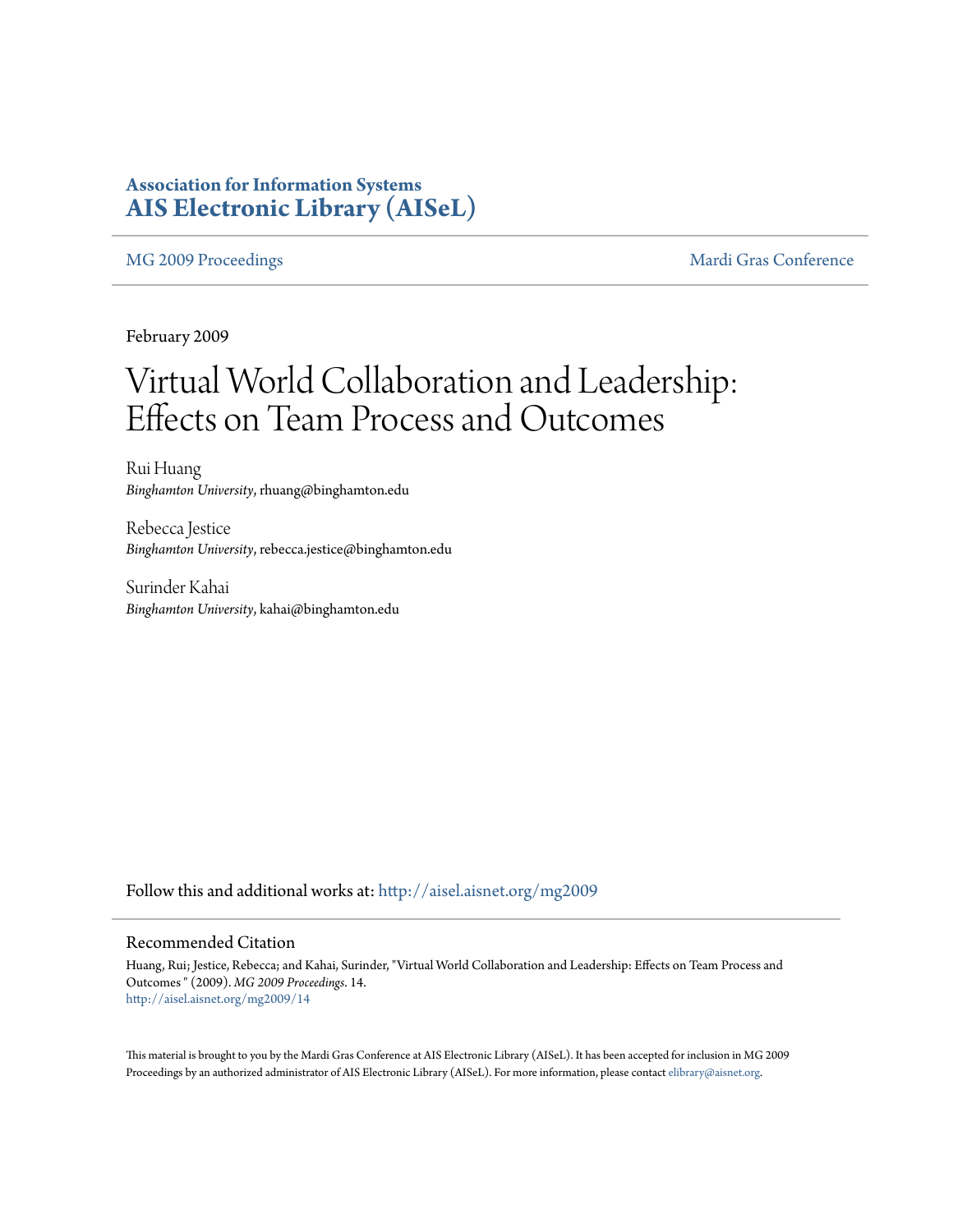**Association for Information Systems**
**AIS Electronic Library (AISeL)**

MG 2009 Proceedings | Mardi Gras Conference

February 2009

# Virtual World Collaboration and Leadership: Effects on Team Process and Outcomes

Rui Huang
*Binghamton University*, rhuang@binghamton.edu

Rebecca Jestice
*Binghamton University*, rebecca.jestice@binghamton.edu

Surinder Kahai
*Binghamton University*, kahai@binghamton.edu

Follow this and additional works at: http://aisel.aisnet.org/mg2009

## Recommended Citation

Huang, Rui; Jestice, Rebecca; and Kahai, Surinder, "Virtual World Collaboration and Leadership: Effects on Team Process and Outcomes " (2009). *MG 2009 Proceedings*. 14.
http://aisel.aisnet.org/mg2009/14

This material is brought to you by the Mardi Gras Conference at AIS Electronic Library (AISeL). It has been accepted for inclusion in MG 2009 Proceedings by an authorized administrator of AIS Electronic Library (AISeL). For more information, please contact elibrary@aisnet.org.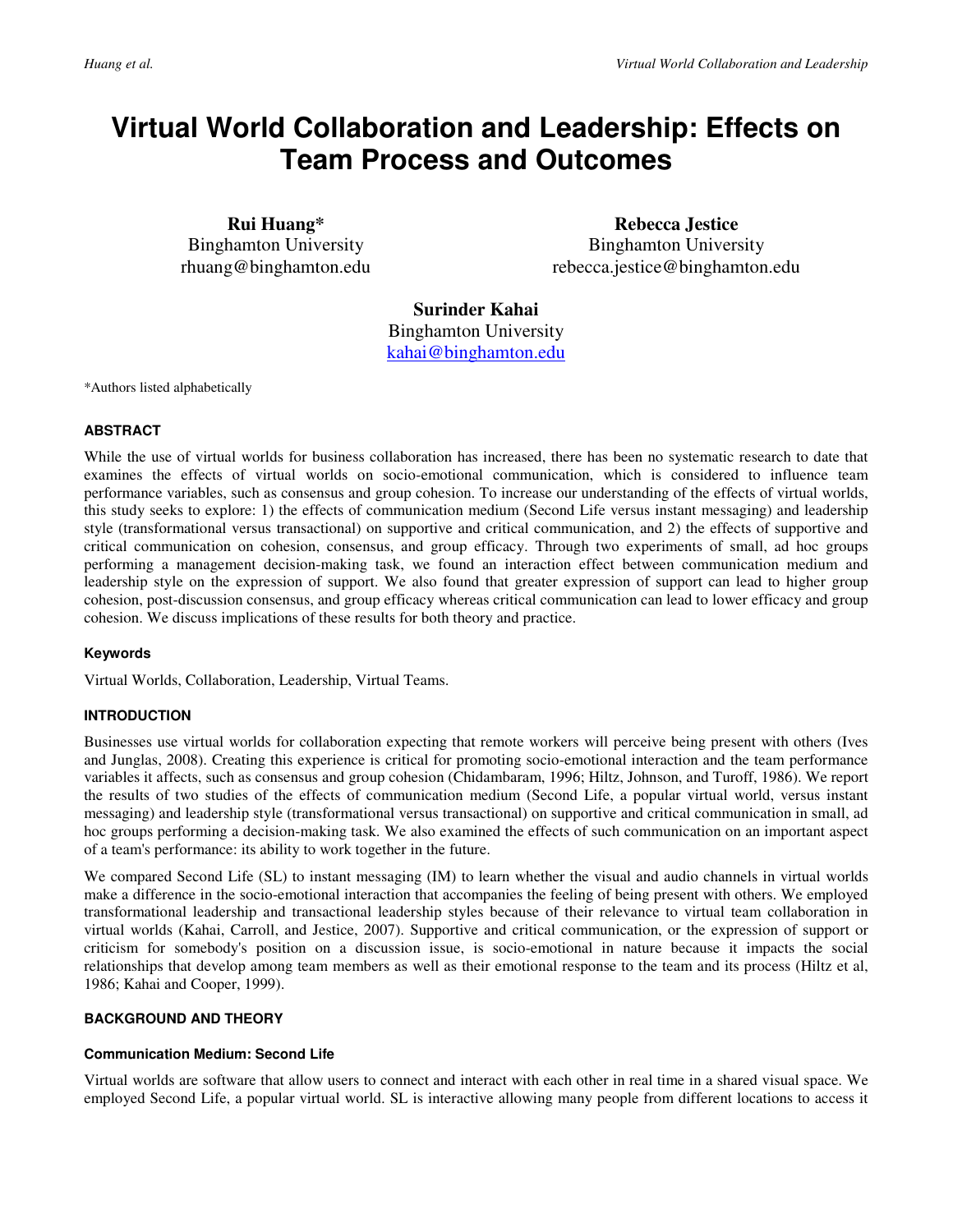# Virtual World Collaboration and Leadership: Effects on Team Process and Outcomes

**Rui Huang***
Binghamton University
rhuang@binghamton.edu

**Rebecca Jestice**
Binghamton University
rebecca.jestice@binghamton.edu

**Surinder Kahai**
Binghamton University
kahai@binghamton.edu

*Authors listed alphabetically

#### ABSTRACT

While the use of virtual worlds for business collaboration has increased, there has been no systematic research to date that examines the effects of virtual worlds on socio-emotional communication, which is considered to influence team performance variables, such as consensus and group cohesion. To increase our understanding of the effects of virtual worlds, this study seeks to explore: 1) the effects of communication medium (Second Life versus instant messaging) and leadership style (transformational versus transactional) on supportive and critical communication, and 2) the effects of supportive and critical communication on cohesion, consensus, and group efficacy. Through two experiments of small, ad hoc groups performing a management decision-making task, we found an interaction effect between communication medium and leadership style on the expression of support. We also found that greater expression of support can lead to higher group cohesion, post-discussion consensus, and group efficacy whereas critical communication can lead to lower efficacy and group cohesion. We discuss implications of these results for both theory and practice.

#### Keywords

Virtual Worlds, Collaboration, Leadership, Virtual Teams.

#### INTRODUCTION

Businesses use virtual worlds for collaboration expecting that remote workers will perceive being present with others (Ives and Junglas, 2008). Creating this experience is critical for promoting socio-emotional interaction and the team performance variables it affects, such as consensus and group cohesion (Chidambaram, 1996; Hiltz, Johnson, and Turoff, 1986). We report the results of two studies of the effects of communication medium (Second Life, a popular virtual world, versus instant messaging) and leadership style (transformational versus transactional) on supportive and critical communication in small, ad hoc groups performing a decision-making task. We also examined the effects of such communication on an important aspect of a team's performance: its ability to work together in the future.

We compared Second Life (SL) to instant messaging (IM) to learn whether the visual and audio channels in virtual worlds make a difference in the socio-emotional interaction that accompanies the feeling of being present with others. We employed transformational leadership and transactional leadership styles because of their relevance to virtual team collaboration in virtual worlds (Kahai, Carroll, and Jestice, 2007). Supportive and critical communication, or the expression of support or criticism for somebody's position on a discussion issue, is socio-emotional in nature because it impacts the social relationships that develop among team members as well as their emotional response to the team and its process (Hiltz et al, 1986; Kahai and Cooper, 1999).

#### BACKGROUND AND THEORY

##### Communication Medium: Second Life

Virtual worlds are software that allow users to connect and interact with each other in real time in a shared visual space. We employed Second Life, a popular virtual world. SL is interactive allowing many people from different locations to access it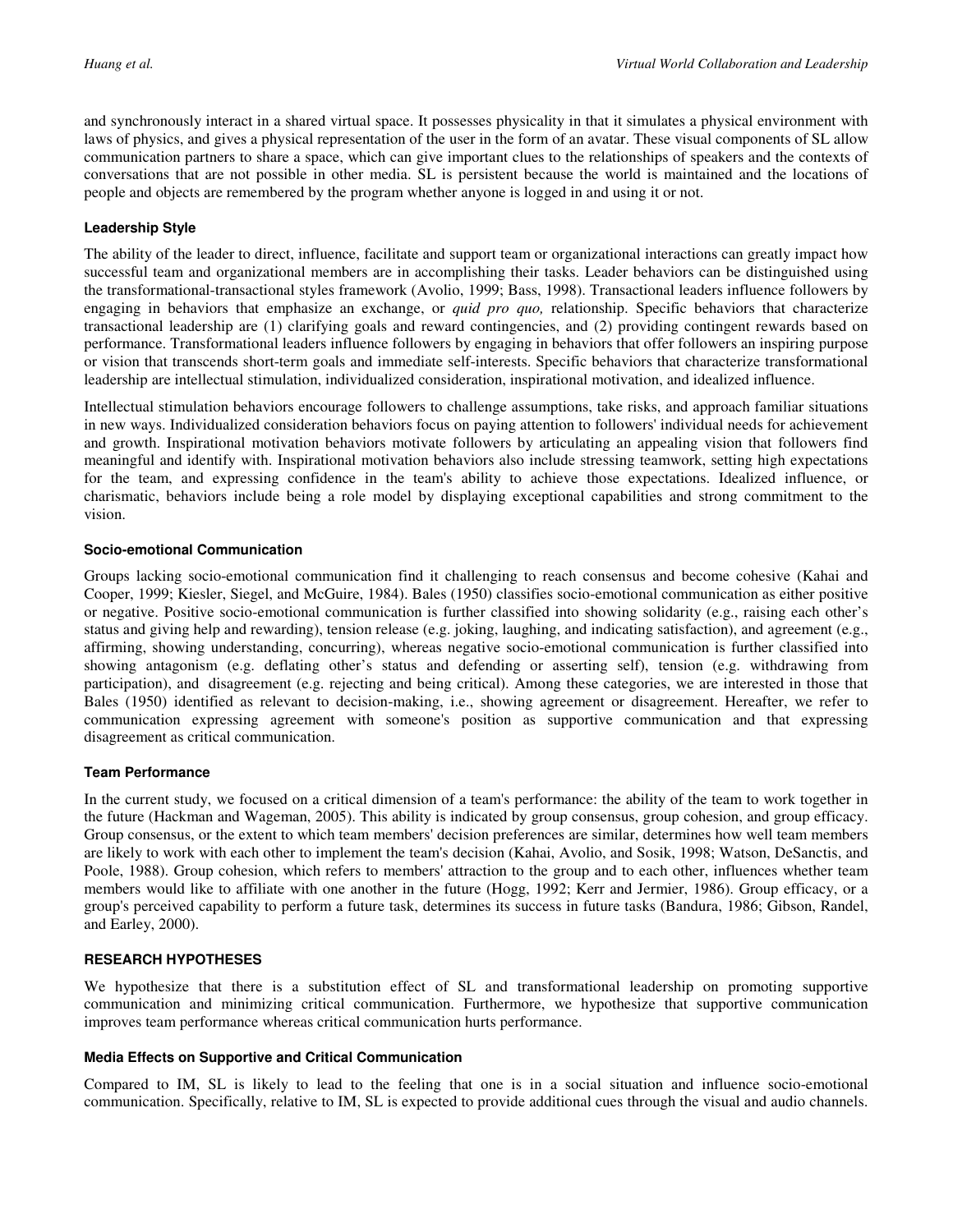and synchronously interact in a shared virtual space. It possesses physicality in that it simulates a physical environment with laws of physics, and gives a physical representation of the user in the form of an avatar. These visual components of SL allow communication partners to share a space, which can give important clues to the relationships of speakers and the contexts of conversations that are not possible in other media. SL is persistent because the world is maintained and the locations of people and objects are remembered by the program whether anyone is logged in and using it or not.

### Leadership Style

The ability of the leader to direct, influence, facilitate and support team or organizational interactions can greatly impact how successful team and organizational members are in accomplishing their tasks. Leader behaviors can be distinguished using the transformational-transactional styles framework (Avolio, 1999; Bass, 1998). Transactional leaders influence followers by engaging in behaviors that emphasize an exchange, or *quid pro quo,* relationship. Specific behaviors that characterize transactional leadership are (1) clarifying goals and reward contingencies, and (2) providing contingent rewards based on performance. Transformational leaders influence followers by engaging in behaviors that offer followers an inspiring purpose or vision that transcends short-term goals and immediate self-interests. Specific behaviors that characterize transformational leadership are intellectual stimulation, individualized consideration, inspirational motivation, and idealized influence.

Intellectual stimulation behaviors encourage followers to challenge assumptions, take risks, and approach familiar situations in new ways. Individualized consideration behaviors focus on paying attention to followers' individual needs for achievement and growth. Inspirational motivation behaviors motivate followers by articulating an appealing vision that followers find meaningful and identify with. Inspirational motivation behaviors also include stressing teamwork, setting high expectations for the team, and expressing confidence in the team's ability to achieve those expectations. Idealized influence, or charismatic, behaviors include being a role model by displaying exceptional capabilities and strong commitment to the vision.

### Socio-emotional Communication

Groups lacking socio-emotional communication find it challenging to reach consensus and become cohesive (Kahai and Cooper, 1999; Kiesler, Siegel, and McGuire, 1984). Bales (1950) classifies socio-emotional communication as either positive or negative. Positive socio-emotional communication is further classified into showing solidarity (e.g., raising each other's status and giving help and rewarding), tension release (e.g. joking, laughing, and indicating satisfaction), and agreement (e.g., affirming, showing understanding, concurring), whereas negative socio-emotional communication is further classified into showing antagonism (e.g. deflating other's status and defending or asserting self), tension (e.g. withdrawing from participation), and disagreement (e.g. rejecting and being critical). Among these categories, we are interested in those that Bales (1950) identified as relevant to decision-making, i.e., showing agreement or disagreement. Hereafter, we refer to communication expressing agreement with someone's position as supportive communication and that expressing disagreement as critical communication.

### Team Performance

In the current study, we focused on a critical dimension of a team's performance: the ability of the team to work together in the future (Hackman and Wageman, 2005). This ability is indicated by group consensus, group cohesion, and group efficacy. Group consensus, or the extent to which team members' decision preferences are similar, determines how well team members are likely to work with each other to implement the team's decision (Kahai, Avolio, and Sosik, 1998; Watson, DeSanctis, and Poole, 1988). Group cohesion, which refers to members' attraction to the group and to each other, influences whether team members would like to affiliate with one another in the future (Hogg, 1992; Kerr and Jermier, 1986). Group efficacy, or a group's perceived capability to perform a future task, determines its success in future tasks (Bandura, 1986; Gibson, Randel, and Earley, 2000).

## RESEARCH HYPOTHESES

We hypothesize that there is a substitution effect of SL and transformational leadership on promoting supportive communication and minimizing critical communication. Furthermore, we hypothesize that supportive communication improves team performance whereas critical communication hurts performance.

### Media Effects on Supportive and Critical Communication

Compared to IM, SL is likely to lead to the feeling that one is in a social situation and influence socio-emotional communication. Specifically, relative to IM, SL is expected to provide additional cues through the visual and audio channels.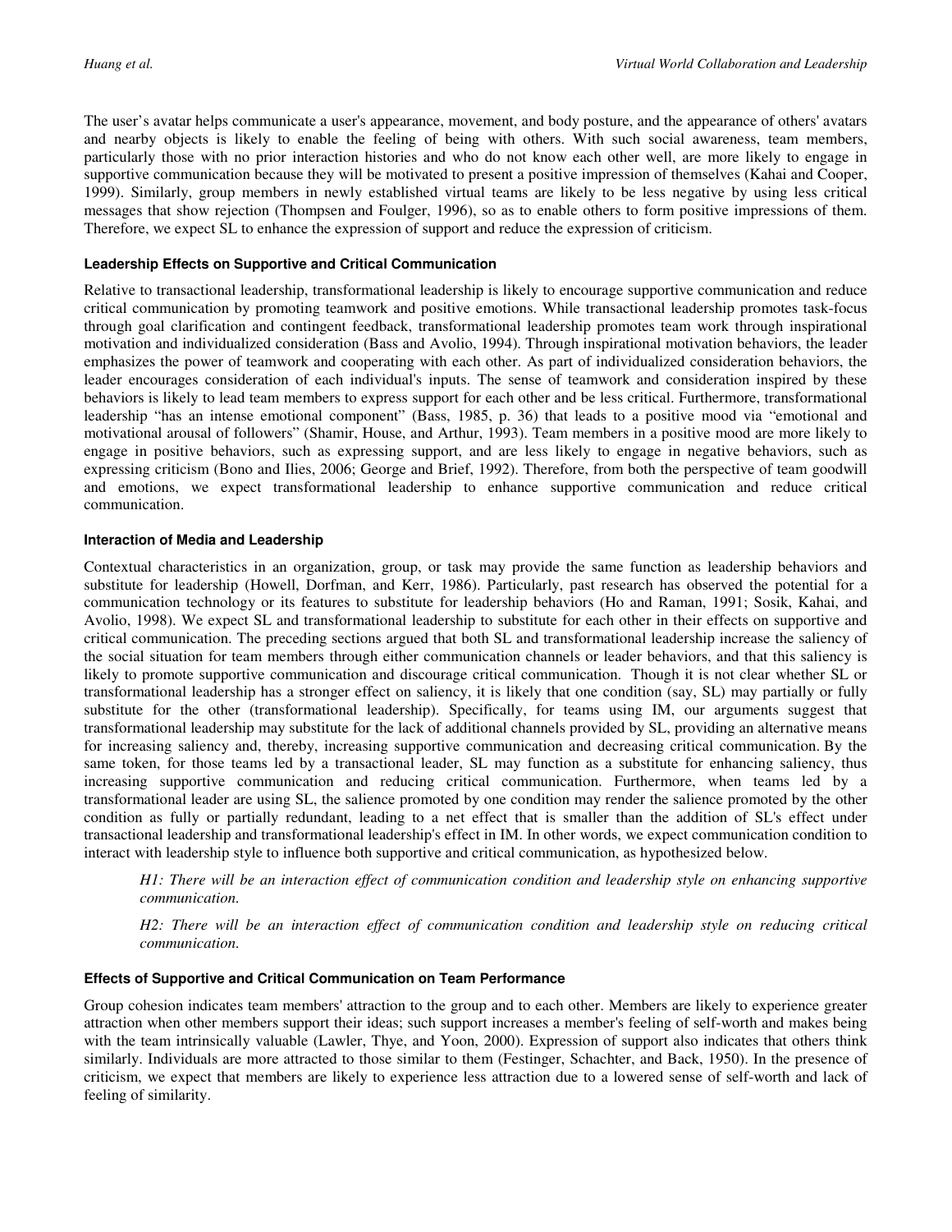The user's avatar helps communicate a user's appearance, movement, and body posture, and the appearance of others' avatars and nearby objects is likely to enable the feeling of being with others. With such social awareness, team members, particularly those with no prior interaction histories and who do not know each other well, are more likely to engage in supportive communication because they will be motivated to present a positive impression of themselves (Kahai and Cooper, 1999). Similarly, group members in newly established virtual teams are likely to be less negative by using less critical messages that show rejection (Thompsen and Foulger, 1996), so as to enable others to form positive impressions of them. Therefore, we expect SL to enhance the expression of support and reduce the expression of criticism.

#### Leadership Effects on Supportive and Critical Communication

Relative to transactional leadership, transformational leadership is likely to encourage supportive communication and reduce critical communication by promoting teamwork and positive emotions. While transactional leadership promotes task-focus through goal clarification and contingent feedback, transformational leadership promotes team work through inspirational motivation and individualized consideration (Bass and Avolio, 1994). Through inspirational motivation behaviors, the leader emphasizes the power of teamwork and cooperating with each other. As part of individualized consideration behaviors, the leader encourages consideration of each individual's inputs. The sense of teamwork and consideration inspired by these behaviors is likely to lead team members to express support for each other and be less critical. Furthermore, transformational leadership "has an intense emotional component" (Bass, 1985, p. 36) that leads to a positive mood via "emotional and motivational arousal of followers" (Shamir, House, and Arthur, 1993). Team members in a positive mood are more likely to engage in positive behaviors, such as expressing support, and are less likely to engage in negative behaviors, such as expressing criticism (Bono and Ilies, 2006; George and Brief, 1992). Therefore, from both the perspective of team goodwill and emotions, we expect transformational leadership to enhance supportive communication and reduce critical communication.

#### Interaction of Media and Leadership

Contextual characteristics in an organization, group, or task may provide the same function as leadership behaviors and substitute for leadership (Howell, Dorfman, and Kerr, 1986). Particularly, past research has observed the potential for a communication technology or its features to substitute for leadership behaviors (Ho and Raman, 1991; Sosik, Kahai, and Avolio, 1998). We expect SL and transformational leadership to substitute for each other in their effects on supportive and critical communication. The preceding sections argued that both SL and transformational leadership increase the saliency of the social situation for team members through either communication channels or leader behaviors, and that this saliency is likely to promote supportive communication and discourage critical communication. Though it is not clear whether SL or transformational leadership has a stronger effect on saliency, it is likely that one condition (say, SL) may partially or fully substitute for the other (transformational leadership). Specifically, for teams using IM, our arguments suggest that transformational leadership may substitute for the lack of additional channels provided by SL, providing an alternative means for increasing saliency and, thereby, increasing supportive communication and decreasing critical communication. By the same token, for those teams led by a transactional leader, SL may function as a substitute for enhancing saliency, thus increasing supportive communication and reducing critical communication. Furthermore, when teams led by a transformational leader are using SL, the salience promoted by one condition may render the salience promoted by the other condition as fully or partially redundant, leading to a net effect that is smaller than the addition of SL's effect under transactional leadership and transformational leadership's effect in IM. In other words, we expect communication condition to interact with leadership style to influence both supportive and critical communication, as hypothesized below.

> *H1: There will be an interaction effect of communication condition and leadership style on enhancing supportive communication.*

> *H2: There will be an interaction effect of communication condition and leadership style on reducing critical communication.*

#### Effects of Supportive and Critical Communication on Team Performance

Group cohesion indicates team members' attraction to the group and to each other. Members are likely to experience greater attraction when other members support their ideas; such support increases a member's feeling of self-worth and makes being with the team intrinsically valuable (Lawler, Thye, and Yoon, 2000). Expression of support also indicates that others think similarly. Individuals are more attracted to those similar to them (Festinger, Schachter, and Back, 1950). In the presence of criticism, we expect that members are likely to experience less attraction due to a lowered sense of self-worth and lack of feeling of similarity.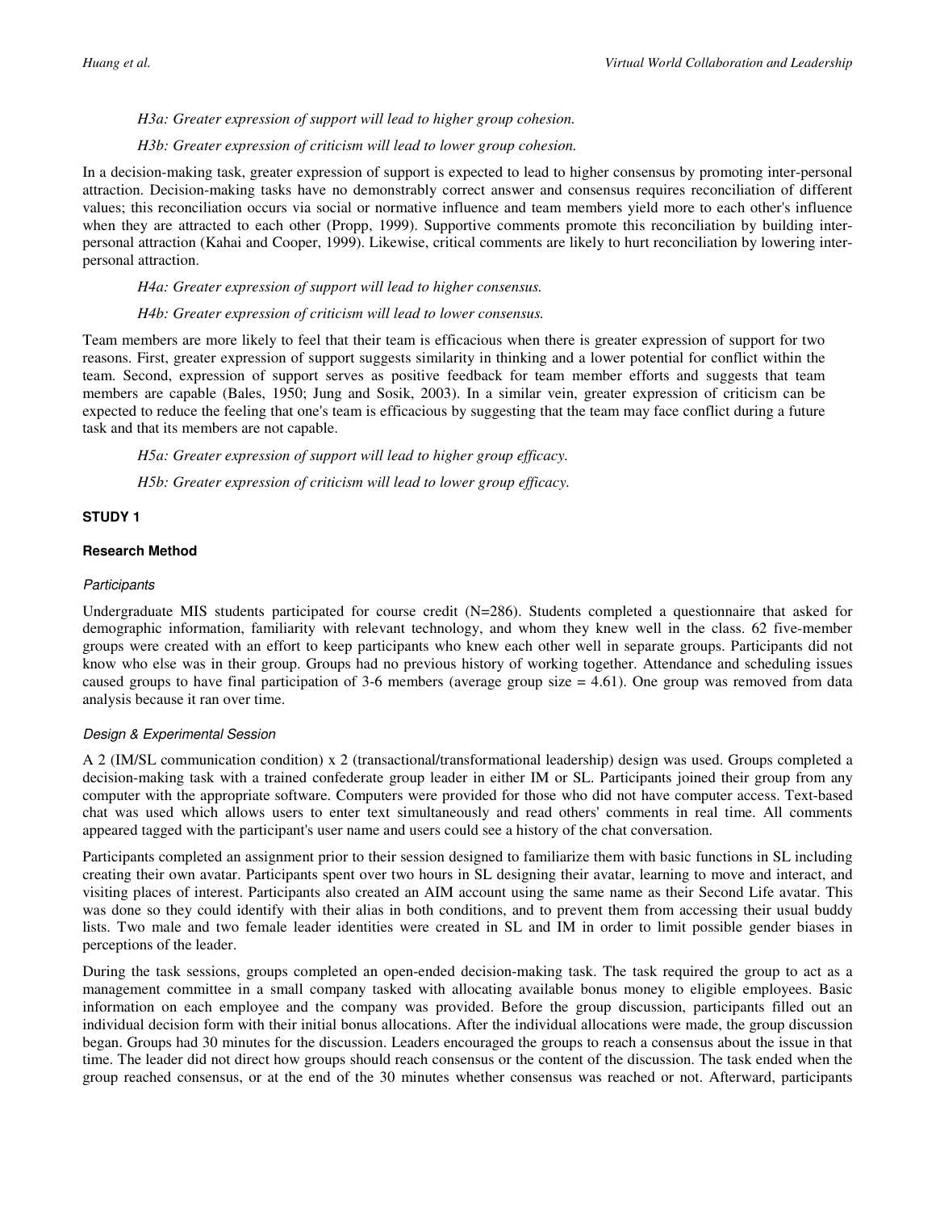*H3a: Greater expression of support will lead to higher group cohesion.*

*H3b: Greater expression of criticism will lead to lower group cohesion.*

In a decision-making task, greater expression of support is expected to lead to higher consensus by promoting inter-personal attraction. Decision-making tasks have no demonstrably correct answer and consensus requires reconciliation of different values; this reconciliation occurs via social or normative influence and team members yield more to each other's influence when they are attracted to each other (Propp, 1999). Supportive comments promote this reconciliation by building inter-personal attraction (Kahai and Cooper, 1999). Likewise, critical comments are likely to hurt reconciliation by lowering inter-personal attraction.

*H4a: Greater expression of support will lead to higher consensus.*

*H4b: Greater expression of criticism will lead to lower consensus.*

Team members are more likely to feel that their team is efficacious when there is greater expression of support for two reasons. First, greater expression of support suggests similarity in thinking and a lower potential for conflict within the team. Second, expression of support serves as positive feedback for team member efforts and suggests that team members are capable (Bales, 1950; Jung and Sosik, 2003). In a similar vein, greater expression of criticism can be expected to reduce the feeling that one's team is efficacious by suggesting that the team may face conflict during a future task and that its members are not capable.

*H5a: Greater expression of support will lead to higher group efficacy.*

*H5b: Greater expression of criticism will lead to lower group efficacy.*

## STUDY 1

### Research Method

#### *Participants*

Undergraduate MIS students participated for course credit (N=286). Students completed a questionnaire that asked for demographic information, familiarity with relevant technology, and whom they knew well in the class. 62 five-member groups were created with an effort to keep participants who knew each other well in separate groups. Participants did not know who else was in their group. Groups had no previous history of working together. Attendance and scheduling issues caused groups to have final participation of 3-6 members (average group size = 4.61). One group was removed from data analysis because it ran over time.

#### *Design & Experimental Session*

A 2 (IM/SL communication condition) x 2 (transactional/transformational leadership) design was used. Groups completed a decision-making task with a trained confederate group leader in either IM or SL. Participants joined their group from any computer with the appropriate software. Computers were provided for those who did not have computer access. Text-based chat was used which allows users to enter text simultaneously and read others' comments in real time. All comments appeared tagged with the participant's user name and users could see a history of the chat conversation.

Participants completed an assignment prior to their session designed to familiarize them with basic functions in SL including creating their own avatar. Participants spent over two hours in SL designing their avatar, learning to move and interact, and visiting places of interest. Participants also created an AIM account using the same name as their Second Life avatar. This was done so they could identify with their alias in both conditions, and to prevent them from accessing their usual buddy lists. Two male and two female leader identities were created in SL and IM in order to limit possible gender biases in perceptions of the leader.

During the task sessions, groups completed an open-ended decision-making task. The task required the group to act as a management committee in a small company tasked with allocating available bonus money to eligible employees. Basic information on each employee and the company was provided. Before the group discussion, participants filled out an individual decision form with their initial bonus allocations. After the individual allocations were made, the group discussion began. Groups had 30 minutes for the discussion. Leaders encouraged the groups to reach a consensus about the issue in that time. The leader did not direct how groups should reach consensus or the content of the discussion. The task ended when the group reached consensus, or at the end of the 30 minutes whether consensus was reached or not. Afterward, participants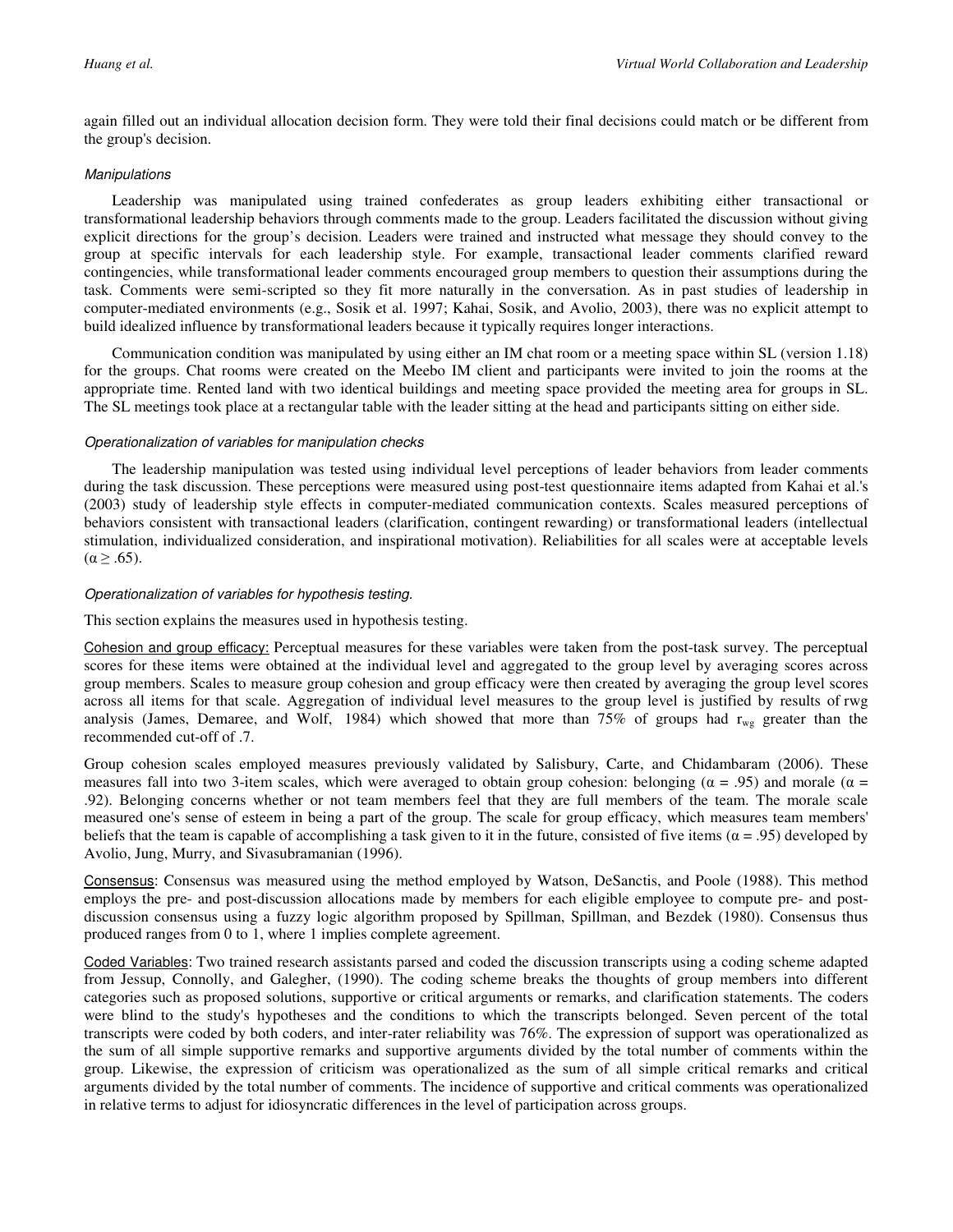again filled out an individual allocation decision form. They were told their final decisions could match or be different from the group's decision.

### *Manipulations*

Leadership was manipulated using trained confederates as group leaders exhibiting either transactional or transformational leadership behaviors through comments made to the group. Leaders facilitated the discussion without giving explicit directions for the group's decision. Leaders were trained and instructed what message they should convey to the group at specific intervals for each leadership style. For example, transactional leader comments clarified reward contingencies, while transformational leader comments encouraged group members to question their assumptions during the task. Comments were semi-scripted so they fit more naturally in the conversation. As in past studies of leadership in computer-mediated environments (e.g., Sosik et al. 1997; Kahai, Sosik, and Avolio, 2003), there was no explicit attempt to build idealized influence by transformational leaders because it typically requires longer interactions.

Communication condition was manipulated by using either an IM chat room or a meeting space within SL (version 1.18) for the groups. Chat rooms were created on the Meebo IM client and participants were invited to join the rooms at the appropriate time. Rented land with two identical buildings and meeting space provided the meeting area for groups in SL. The SL meetings took place at a rectangular table with the leader sitting at the head and participants sitting on either side.

### *Operationalization of variables for manipulation checks*

The leadership manipulation was tested using individual level perceptions of leader behaviors from leader comments during the task discussion. These perceptions were measured using post-test questionnaire items adapted from Kahai et al.'s (2003) study of leadership style effects in computer-mediated communication contexts. Scales measured perceptions of behaviors consistent with transactional leaders (clarification, contingent rewarding) or transformational leaders (intellectual stimulation, individualized consideration, and inspirational motivation). Reliabilities for all scales were at acceptable levels ($\alpha \geq .65$).

### *Operationalization of variables for hypothesis testing.*

This section explains the measures used in hypothesis testing.

Cohesion and group efficacy: Perceptual measures for these variables were taken from the post-task survey. The perceptual scores for these items were obtained at the individual level and aggregated to the group level by averaging scores across group members. Scales to measure group cohesion and group efficacy were then created by averaging the group level scores across all items for that scale. Aggregation of individual level measures to the group level is justified by results of rwg analysis (James, Demaree, and Wolf, 1984) which showed that more than 75% of groups had $r_{wg}$ greater than the recommended cut-off of .7.

Group cohesion scales employed measures previously validated by Salisbury, Carte, and Chidambaram (2006). These measures fall into two 3-item scales, which were averaged to obtain group cohesion: belonging ($\alpha = .95$) and morale ($\alpha = .92$). Belonging concerns whether or not team members feel that they are full members of the team. The morale scale measured one's sense of esteem in being a part of the group. The scale for group efficacy, which measures team members' beliefs that the team is capable of accomplishing a task given to it in the future, consisted of five items ($\alpha = .95$) developed by Avolio, Jung, Murry, and Sivasubramanian (1996).

Consensus: Consensus was measured using the method employed by Watson, DeSanctis, and Poole (1988). This method employs the pre- and post-discussion allocations made by members for each eligible employee to compute pre- and post-discussion consensus using a fuzzy logic algorithm proposed by Spillman, Spillman, and Bezdek (1980). Consensus thus produced ranges from 0 to 1, where 1 implies complete agreement.

Coded Variables: Two trained research assistants parsed and coded the discussion transcripts using a coding scheme adapted from Jessup, Connolly, and Galegher, (1990). The coding scheme breaks the thoughts of group members into different categories such as proposed solutions, supportive or critical arguments or remarks, and clarification statements. The coders were blind to the study's hypotheses and the conditions to which the transcripts belonged. Seven percent of the total transcripts were coded by both coders, and inter-rater reliability was 76%. The expression of support was operationalized as the sum of all simple supportive remarks and supportive arguments divided by the total number of comments within the group. Likewise, the expression of criticism was operationalized as the sum of all simple critical remarks and critical arguments divided by the total number of comments. The incidence of supportive and critical comments was operationalized in relative terms to adjust for idiosyncratic differences in the level of participation across groups.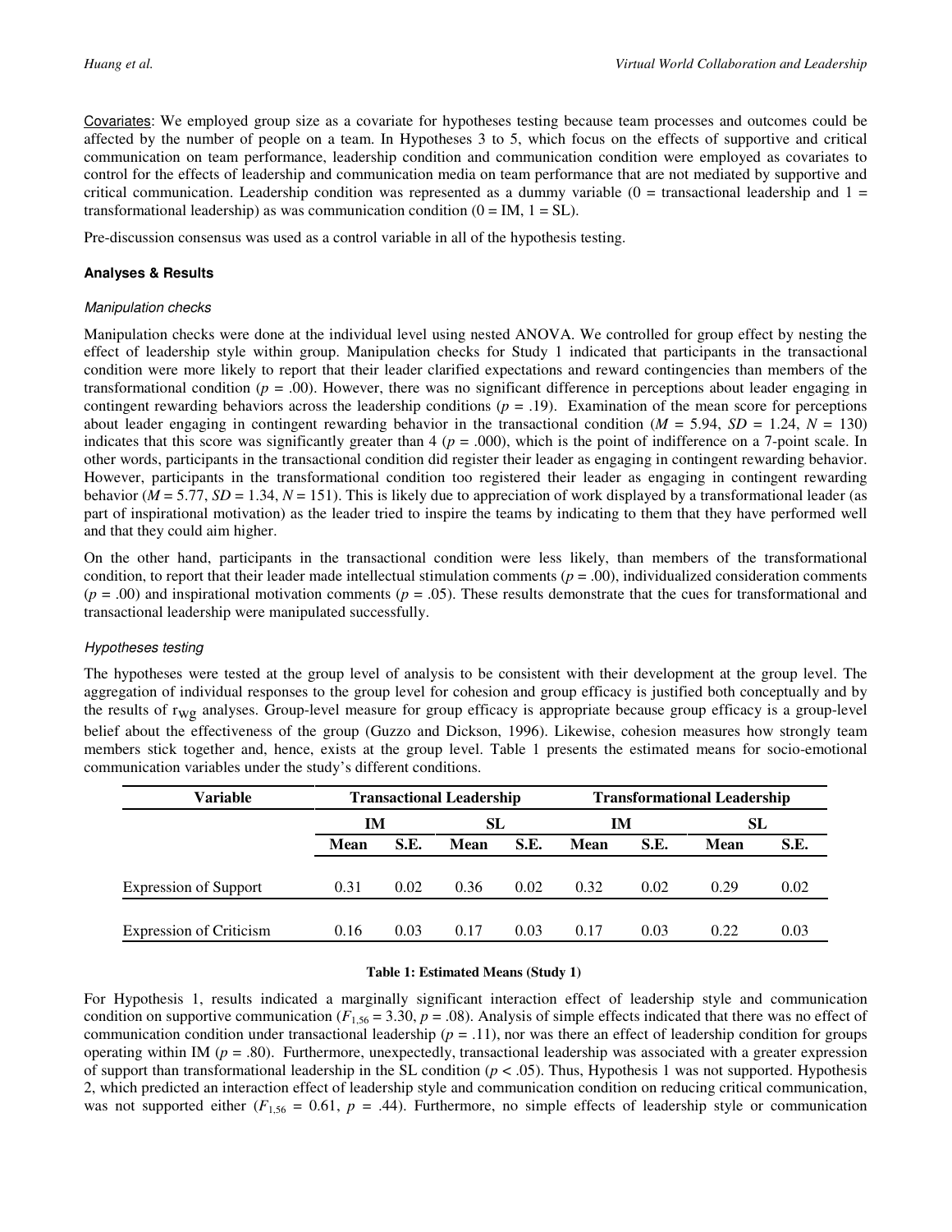Covariates: We employed group size as a covariate for hypotheses testing because team processes and outcomes could be affected by the number of people on a team. In Hypotheses 3 to 5, which focus on the effects of supportive and critical communication on team performance, leadership condition and communication condition were employed as covariates to control for the effects of leadership and communication media on team performance that are not mediated by supportive and critical communication. Leadership condition was represented as a dummy variable (0 = transactional leadership and 1 = transformational leadership) as was communication condition (0 = IM, 1 = SL).

Pre-discussion consensus was used as a control variable in all of the hypothesis testing.

### Analyses & Results

#### *Manipulation checks*

Manipulation checks were done at the individual level using nested ANOVA. We controlled for group effect by nesting the effect of leadership style within group. Manipulation checks for Study 1 indicated that participants in the transactional condition were more likely to report that their leader clarified expectations and reward contingencies than members of the transformational condition ($p = .00$). However, there was no significant difference in perceptions about leader engaging in contingent rewarding behaviors across the leadership conditions ($p = .19$). Examination of the mean score for perceptions about leader engaging in contingent rewarding behavior in the transactional condition ($M = 5.94$, $SD = 1.24$, $N = 130$) indicates that this score was significantly greater than 4 ($p = .000$), which is the point of indifference on a 7-point scale. In other words, participants in the transactional condition did register their leader as engaging in contingent rewarding behavior. However, participants in the transformational condition too registered their leader as engaging in contingent rewarding behavior ($M = 5.77$, $SD = 1.34$, $N = 151$). This is likely due to appreciation of work displayed by a transformational leader (as part of inspirational motivation) as the leader tried to inspire the teams by indicating to them that they have performed well and that they could aim higher.

On the other hand, participants in the transactional condition were less likely, than members of the transformational condition, to report that their leader made intellectual stimulation comments ($p = .00$), individualized consideration comments ($p = .00$) and inspirational motivation comments ($p = .05$). These results demonstrate that the cues for transformational and transactional leadership were manipulated successfully.

#### *Hypotheses testing*

The hypotheses were tested at the group level of analysis to be consistent with their development at the group level. The aggregation of individual responses to the group level for cohesion and group efficacy is justified both conceptually and by the results of $r_{wg}$ analyses. Group-level measure for group efficacy is appropriate because group efficacy is a group-level belief about the effectiveness of the group (Guzzo and Dickson, 1996). Likewise, cohesion measures how strongly team members stick together and, hence, exists at the group level. Table 1 presents the estimated means for socio-emotional communication variables under the study's different conditions.

| Variable | Transactional Leadership | | | | Transformational Leadership | | | |
|---|---|---|---|---|---|---|---|---|
| | IM | | SL | | IM | | SL | |
| | Mean | S.E. | Mean | S.E. | Mean | S.E. | Mean | S.E. |
| Expression of Support | 0.31 | 0.02 | 0.36 | 0.02 | 0.32 | 0.02 | 0.29 | 0.02 |
| Expression of Criticism | 0.16 | 0.03 | 0.17 | 0.03 | 0.17 | 0.03 | 0.22 | 0.03 |

**Table 1: Estimated Means (Study 1)**

For Hypothesis 1, results indicated a marginally significant interaction effect of leadership style and communication condition on supportive communication ($F_{1,56} = 3.30$, $p = .08$). Analysis of simple effects indicated that there was no effect of communication condition under transactional leadership ($p = .11$), nor was there an effect of leadership condition for groups operating within IM ($p = .80$). Furthermore, unexpectedly, transactional leadership was associated with a greater expression of support than transformational leadership in the SL condition ($p < .05$). Thus, Hypothesis 1 was not supported. Hypothesis 2, which predicted an interaction effect of leadership style and communication condition on reducing critical communication, was not supported either ($F_{1,56} = 0.61$, $p = .44$). Furthermore, no simple effects of leadership style or communication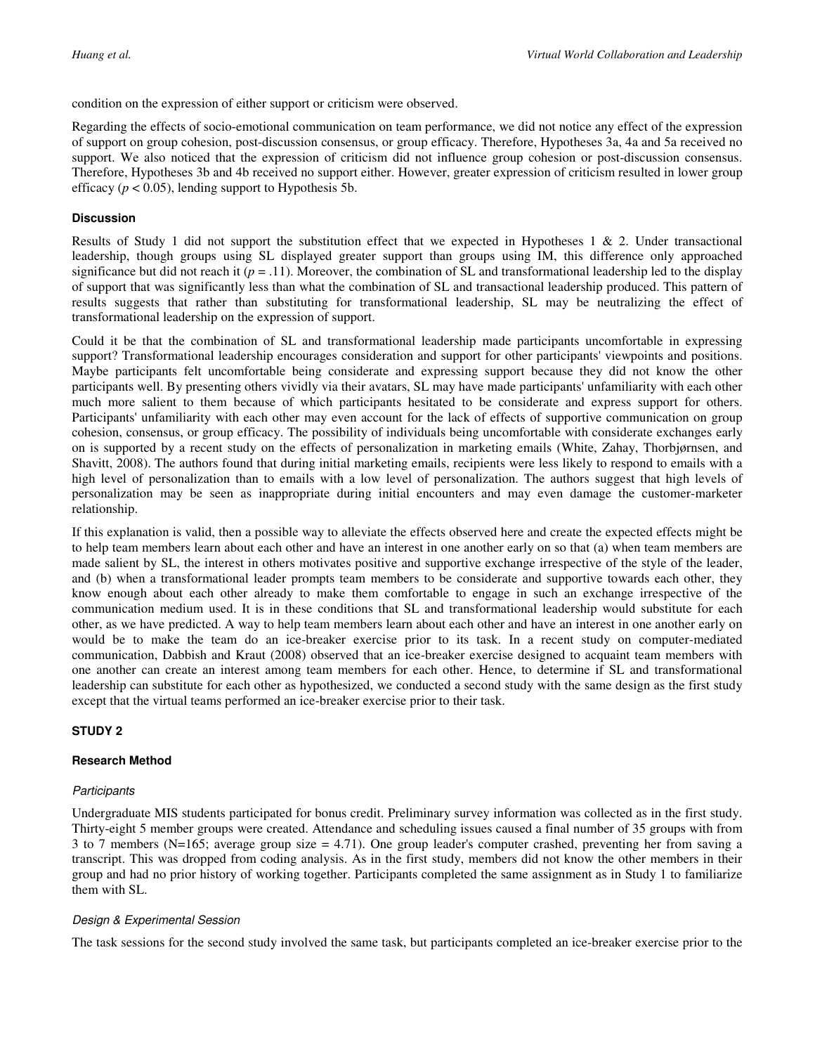condition on the expression of either support or criticism were observed.

Regarding the effects of socio-emotional communication on team performance, we did not notice any effect of the expression of support on group cohesion, post-discussion consensus, or group efficacy. Therefore, Hypotheses 3a, 4a and 5a received no support. We also noticed that the expression of criticism did not influence group cohesion or post-discussion consensus. Therefore, Hypotheses 3b and 4b received no support either. However, greater expression of criticism resulted in lower group efficacy ($p < 0.05$), lending support to Hypothesis 5b.

### Discussion

Results of Study 1 did not support the substitution effect that we expected in Hypotheses 1 & 2. Under transactional leadership, though groups using SL displayed greater support than groups using IM, this difference only approached significance but did not reach it ($p = .11$). Moreover, the combination of SL and transformational leadership led to the display of support that was significantly less than what the combination of SL and transactional leadership produced. This pattern of results suggests that rather than substituting for transformational leadership, SL may be neutralizing the effect of transformational leadership on the expression of support.

Could it be that the combination of SL and transformational leadership made participants uncomfortable in expressing support? Transformational leadership encourages consideration and support for other participants' viewpoints and positions. Maybe participants felt uncomfortable being considerate and expressing support because they did not know the other participants well. By presenting others vividly via their avatars, SL may have made participants' unfamiliarity with each other much more salient to them because of which participants hesitated to be considerate and express support for others. Participants' unfamiliarity with each other may even account for the lack of effects of supportive communication on group cohesion, consensus, or group efficacy. The possibility of individuals being uncomfortable with considerate exchanges early on is supported by a recent study on the effects of personalization in marketing emails (White, Zahay, Thorbjørnsen, and Shavitt, 2008). The authors found that during initial marketing emails, recipients were less likely to respond to emails with a high level of personalization than to emails with a low level of personalization. The authors suggest that high levels of personalization may be seen as inappropriate during initial encounters and may even damage the customer-marketer relationship.

If this explanation is valid, then a possible way to alleviate the effects observed here and create the expected effects might be to help team members learn about each other and have an interest in one another early on so that (a) when team members are made salient by SL, the interest in others motivates positive and supportive exchange irrespective of the style of the leader, and (b) when a transformational leader prompts team members to be considerate and supportive towards each other, they know enough about each other already to make them comfortable to engage in such an exchange irrespective of the communication medium used. It is in these conditions that SL and transformational leadership would substitute for each other, as we have predicted. A way to help team members learn about each other and have an interest in one another early on would be to make the team do an ice-breaker exercise prior to its task. In a recent study on computer-mediated communication, Dabbish and Kraut (2008) observed that an ice-breaker exercise designed to acquaint team members with one another can create an interest among team members for each other. Hence, to determine if SL and transformational leadership can substitute for each other as hypothesized, we conducted a second study with the same design as the first study except that the virtual teams performed an ice-breaker exercise prior to their task.

## STUDY 2

### Research Method

#### *Participants*

Undergraduate MIS students participated for bonus credit. Preliminary survey information was collected as in the first study. Thirty-eight 5 member groups were created. Attendance and scheduling issues caused a final number of 35 groups with from 3 to 7 members (N=165; average group size = 4.71). One group leader's computer crashed, preventing her from saving a transcript. This was dropped from coding analysis. As in the first study, members did not know the other members in their group and had no prior history of working together. Participants completed the same assignment as in Study 1 to familiarize them with SL.

#### *Design & Experimental Session*

The task sessions for the second study involved the same task, but participants completed an ice-breaker exercise prior to the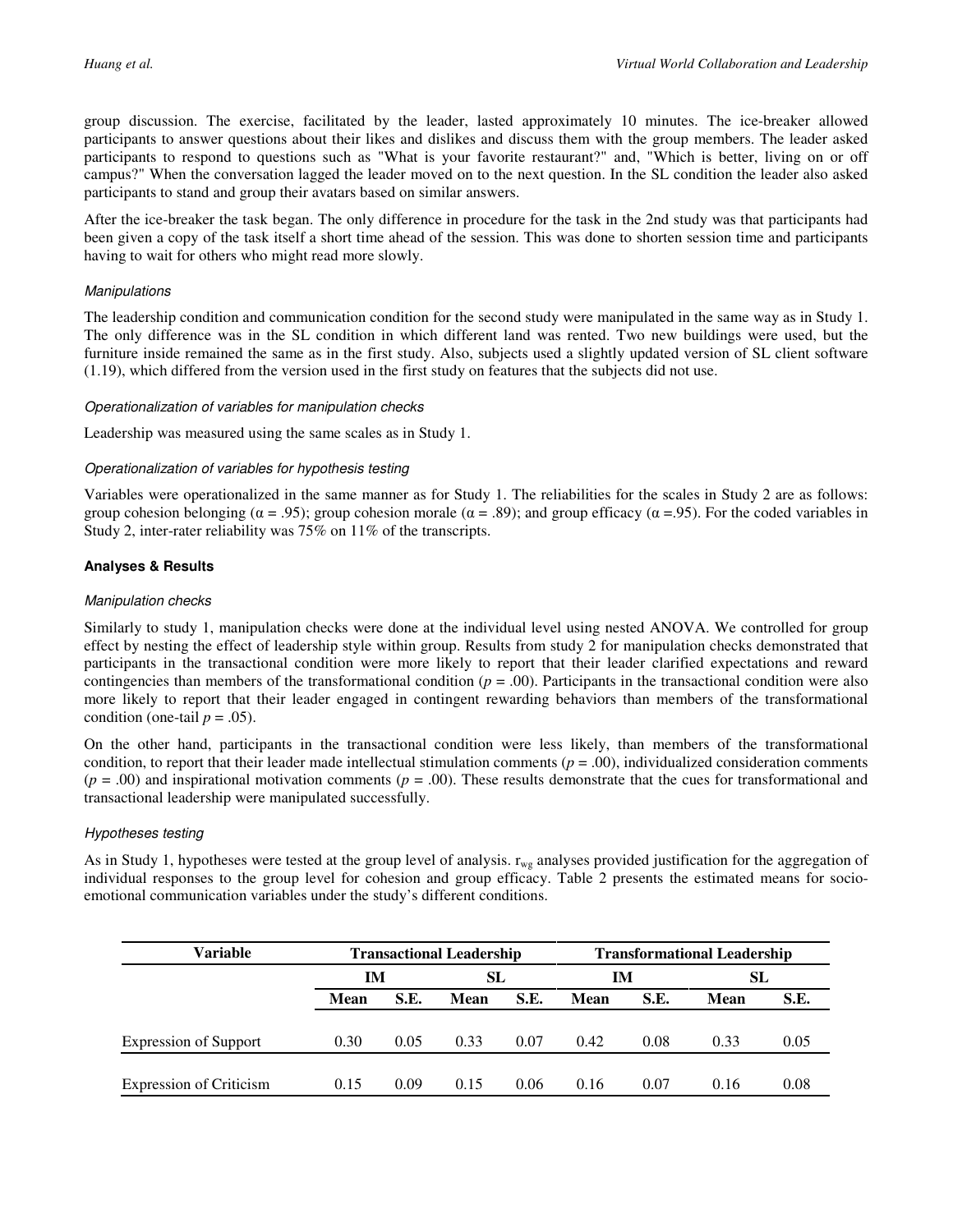group discussion. The exercise, facilitated by the leader, lasted approximately 10 minutes. The ice-breaker allowed participants to answer questions about their likes and dislikes and discuss them with the group members. The leader asked participants to respond to questions such as "What is your favorite restaurant?" and, "Which is better, living on or off campus?" When the conversation lagged the leader moved on to the next question. In the SL condition the leader also asked participants to stand and group their avatars based on similar answers.

After the ice-breaker the task began. The only difference in procedure for the task in the 2nd study was that participants had been given a copy of the task itself a short time ahead of the session. This was done to shorten session time and participants having to wait for others who might read more slowly.

#### *Manipulations*

The leadership condition and communication condition for the second study were manipulated in the same way as in Study 1. The only difference was in the SL condition in which different land was rented. Two new buildings were used, but the furniture inside remained the same as in the first study. Also, subjects used a slightly updated version of SL client software (1.19), which differed from the version used in the first study on features that the subjects did not use.

#### *Operationalization of variables for manipulation checks*

Leadership was measured using the same scales as in Study 1.

#### *Operationalization of variables for hypothesis testing*

Variables were operationalized in the same manner as for Study 1. The reliabilities for the scales in Study 2 are as follows: group cohesion belonging ($\alpha$ = .95); group cohesion morale ($\alpha$ = .89); and group efficacy ($\alpha$ =.95). For the coded variables in Study 2, inter-rater reliability was 75% on 11% of the transcripts.

### **Analyses & Results**

#### *Manipulation checks*

Similarly to study 1, manipulation checks were done at the individual level using nested ANOVA. We controlled for group effect by nesting the effect of leadership style within group. Results from study 2 for manipulation checks demonstrated that participants in the transactional condition were more likely to report that their leader clarified expectations and reward contingencies than members of the transformational condition ($p$ = .00). Participants in the transactional condition were also more likely to report that their leader engaged in contingent rewarding behaviors than members of the transformational condition (one-tail $p$ = .05).

On the other hand, participants in the transactional condition were less likely, than members of the transformational condition, to report that their leader made intellectual stimulation comments ($p$ = .00), individualized consideration comments ($p$ = .00) and inspirational motivation comments ($p$ = .00). These results demonstrate that the cues for transformational and transactional leadership were manipulated successfully.

#### *Hypotheses testing*

As in Study 1, hypotheses were tested at the group level of analysis. $r_{wg}$ analyses provided justification for the aggregation of individual responses to the group level for cohesion and group efficacy. Table 2 presents the estimated means for socio-emotional communication variables under the study's different conditions.

| Variable | Transactional Leadership | | | | Transformational Leadership | | | |
|---|---|---|---|---|---|---|---|---|
| | IM | | SL | | IM | | SL | |
| | Mean | S.E. | Mean | S.E. | Mean | S.E. | Mean | S.E. |
| Expression of Support | 0.30 | 0.05 | 0.33 | 0.07 | 0.42 | 0.08 | 0.33 | 0.05 |
| Expression of Criticism | 0.15 | 0.09 | 0.15 | 0.06 | 0.16 | 0.07 | 0.16 | 0.08 |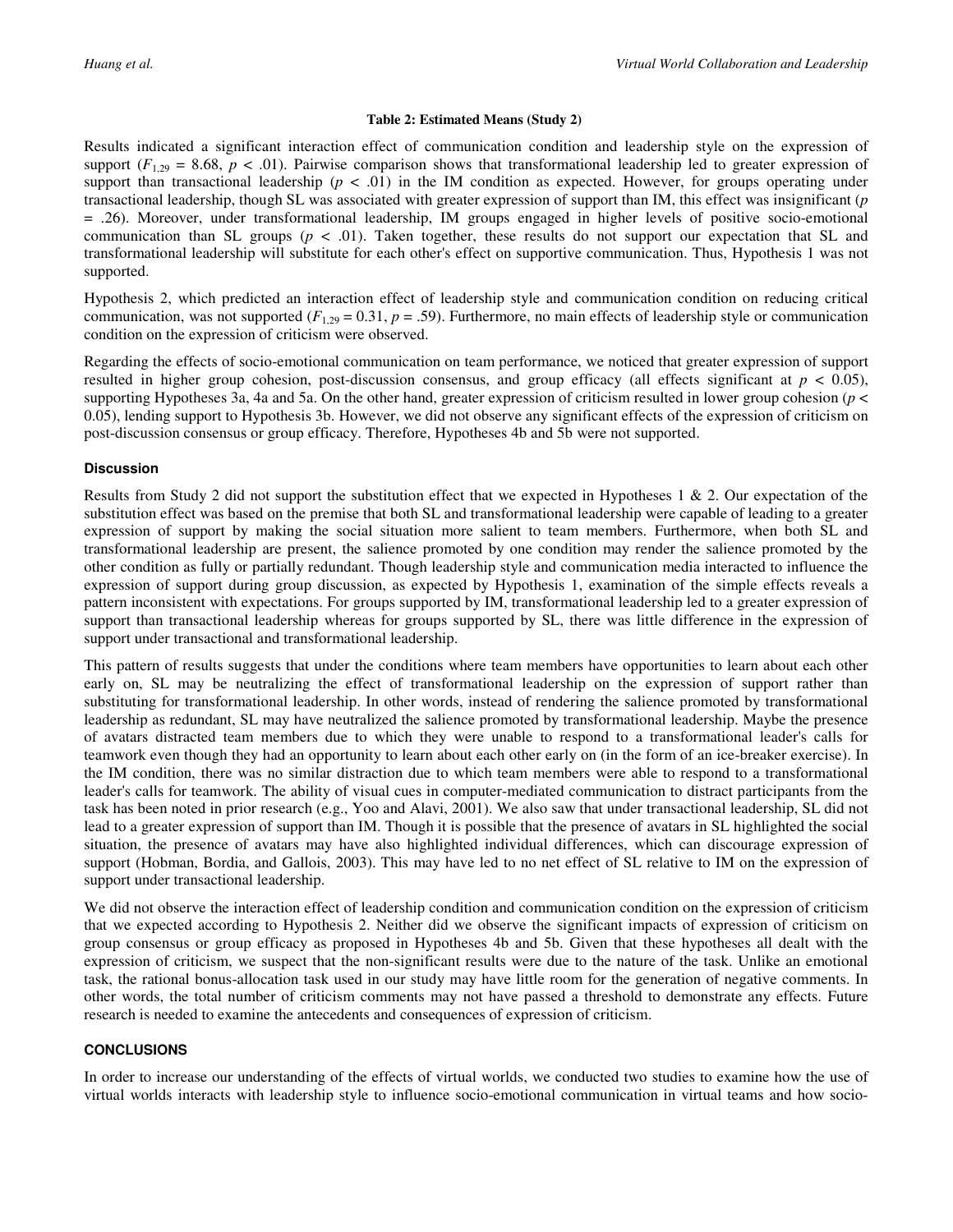**Table 2: Estimated Means (Study 2)**

Results indicated a significant interaction effect of communication condition and leadership style on the expression of support ($F_{1,29} = 8.68$, $p < .01$). Pairwise comparison shows that transformational leadership led to greater expression of support than transactional leadership ($p < .01$) in the IM condition as expected. However, for groups operating under transactional leadership, though SL was associated with greater expression of support than IM, this effect was insignificant ($p = .26$). Moreover, under transformational leadership, IM groups engaged in higher levels of positive socio-emotional communication than SL groups ($p < .01$). Taken together, these results do not support our expectation that SL and transformational leadership will substitute for each other's effect on supportive communication. Thus, Hypothesis 1 was not supported.

Hypothesis 2, which predicted an interaction effect of leadership style and communication condition on reducing critical communication, was not supported ($F_{1,29} = 0.31$, $p = .59$). Furthermore, no main effects of leadership style or communication condition on the expression of criticism were observed.

Regarding the effects of socio-emotional communication on team performance, we noticed that greater expression of support resulted in higher group cohesion, post-discussion consensus, and group efficacy (all effects significant at $p < 0.05$), supporting Hypotheses 3a, 4a and 5a. On the other hand, greater expression of criticism resulted in lower group cohesion ($p < 0.05$), lending support to Hypothesis 3b. However, we did not observe any significant effects of the expression of criticism on post-discussion consensus or group efficacy. Therefore, Hypotheses 4b and 5b were not supported.

### Discussion

Results from Study 2 did not support the substitution effect that we expected in Hypotheses 1 & 2. Our expectation of the substitution effect was based on the premise that both SL and transformational leadership were capable of leading to a greater expression of support by making the social situation more salient to team members. Furthermore, when both SL and transformational leadership are present, the salience promoted by one condition may render the salience promoted by the other condition as fully or partially redundant. Though leadership style and communication media interacted to influence the expression of support during group discussion, as expected by Hypothesis 1, examination of the simple effects reveals a pattern inconsistent with expectations. For groups supported by IM, transformational leadership led to a greater expression of support than transactional leadership whereas for groups supported by SL, there was little difference in the expression of support under transactional and transformational leadership.

This pattern of results suggests that under the conditions where team members have opportunities to learn about each other early on, SL may be neutralizing the effect of transformational leadership on the expression of support rather than substituting for transformational leadership. In other words, instead of rendering the salience promoted by transformational leadership as redundant, SL may have neutralized the salience promoted by transformational leadership. Maybe the presence of avatars distracted team members due to which they were unable to respond to a transformational leader's calls for teamwork even though they had an opportunity to learn about each other early on (in the form of an ice-breaker exercise). In the IM condition, there was no similar distraction due to which team members were able to respond to a transformational leader's calls for teamwork. The ability of visual cues in computer-mediated communication to distract participants from the task has been noted in prior research (e.g., Yoo and Alavi, 2001). We also saw that under transactional leadership, SL did not lead to a greater expression of support than IM. Though it is possible that the presence of avatars in SL highlighted the social situation, the presence of avatars may have also highlighted individual differences, which can discourage expression of support (Hobman, Bordia, and Gallois, 2003). This may have led to no net effect of SL relative to IM on the expression of support under transactional leadership.

We did not observe the interaction effect of leadership condition and communication condition on the expression of criticism that we expected according to Hypothesis 2. Neither did we observe the significant impacts of expression of criticism on group consensus or group efficacy as proposed in Hypotheses 4b and 5b. Given that these hypotheses all dealt with the expression of criticism, we suspect that the non-significant results were due to the nature of the task. Unlike an emotional task, the rational bonus-allocation task used in our study may have little room for the generation of negative comments. In other words, the total number of criticism comments may not have passed a threshold to demonstrate any effects. Future research is needed to examine the antecedents and consequences of expression of criticism.

## CONCLUSIONS

In order to increase our understanding of the effects of virtual worlds, we conducted two studies to examine how the use of virtual worlds interacts with leadership style to influence socio-emotional communication in virtual teams and how socio-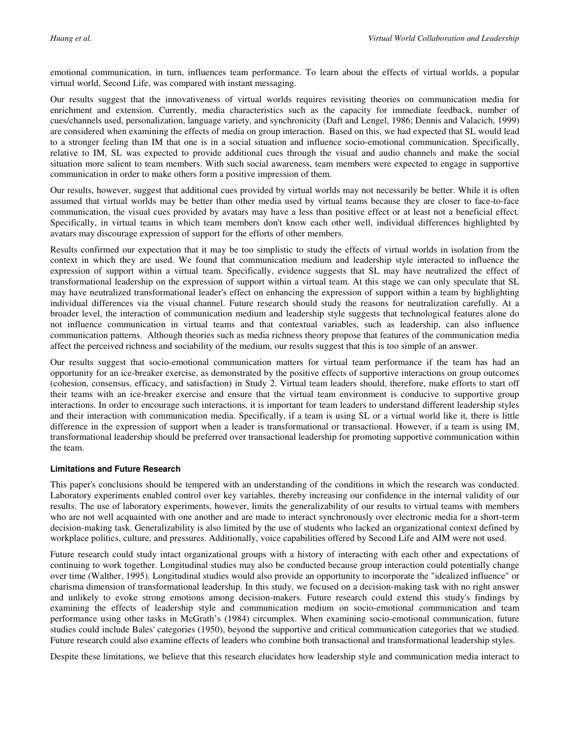emotional communication, in turn, influences team performance. To learn about the effects of virtual worlds, a popular virtual world, Second Life, was compared with instant messaging.

Our results suggest that the innovativeness of virtual worlds requires revisiting theories on communication media for enrichment and extension. Currently, media characteristics such as the capacity for immediate feedback, number of cues/channels used, personalization, language variety, and synchronicity (Daft and Lengel, 1986; Dennis and Valacich, 1999) are considered when examining the effects of media on group interaction. Based on this, we had expected that SL would lead to a stronger feeling than IM that one is in a social situation and influence socio-emotional communication. Specifically, relative to IM, SL was expected to provide additional cues through the visual and audio channels and make the social situation more salient to team members. With such social awareness, team members were expected to engage in supportive communication in order to make others form a positive impression of them.

Our results, however, suggest that additional cues provided by virtual worlds may not necessarily be better. While it is often assumed that virtual worlds may be better than other media used by virtual teams because they are closer to face-to-face communication, the visual cues provided by avatars may have a less than positive effect or at least not a beneficial effect. Specifically, in virtual teams in which team members don't know each other well, individual differences highlighted by avatars may discourage expression of support for the efforts of other members.

Results confirmed our expectation that it may be too simplistic to study the effects of virtual worlds in isolation from the context in which they are used. We found that communication medium and leadership style interacted to influence the expression of support within a virtual team. Specifically, evidence suggests that SL may have neutralized the effect of transformational leadership on the expression of support within a virtual team. At this stage we can only speculate that SL may have neutralized transformational leader's effect on enhancing the expression of support within a team by highlighting individual differences via the visual channel. Future research should study the reasons for neutralization carefully. At a broader level, the interaction of communication medium and leadership style suggests that technological features alone do not influence communication in virtual teams and that contextual variables, such as leadership, can also influence communication patterns. Although theories such as media richness theory propose that features of the communication media affect the perceived richness and sociability of the medium, our results suggest that this is too simple of an answer.

Our results suggest that socio-emotional communication matters for virtual team performance if the team has had an opportunity for an ice-breaker exercise, as demonstrated by the positive effects of supportive interactions on group outcomes (cohesion, consensus, efficacy, and satisfaction) in Study 2. Virtual team leaders should, therefore, make efforts to start off their teams with an ice-breaker exercise and ensure that the virtual team environment is conducive to supportive group interactions. In order to encourage such interactions, it is important for team leaders to understand different leadership styles and their interaction with communication media. Specifically, if a team is using SL or a virtual world like it, there is little difference in the expression of support when a leader is transformational or transactional. However, if a team is using IM, transformational leadership should be preferred over transactional leadership for promoting supportive communication within the team.

#### Limitations and Future Research

This paper's conclusions should be tempered with an understanding of the conditions in which the research was conducted. Laboratory experiments enabled control over key variables, thereby increasing our confidence in the internal validity of our results. The use of laboratory experiments, however, limits the generalizability of our results to virtual teams with members who are not well acquainted with one another and are made to interact synchronously over electronic media for a short-term decision-making task. Generalizability is also limited by the use of students who lacked an organizational context defined by workplace politics, culture, and pressures. Additionally, voice capabilities offered by Second Life and AIM were not used.

Future research could study intact organizational groups with a history of interacting with each other and expectations of continuing to work together. Longitudinal studies may also be conducted because group interaction could potentially change over time (Walther, 1995). Longitudinal studies would also provide an opportunity to incorporate the "idealized influence" or charisma dimension of transformational leadership. In this study, we focused on a decision-making task with no right answer and unlikely to evoke strong emotions among decision-makers. Future research could extend this study's findings by examining the effects of leadership style and communication medium on socio-emotional communication and team performance using other tasks in McGrath's (1984) circumplex. When examining socio-emotional communication, future studies could include Bales' categories (1950), beyond the supportive and critical communication categories that we studied. Future research could also examine effects of leaders who combine both transactional and transformational leadership styles.

Despite these limitations, we believe that this research elucidates how leadership style and communication media interact to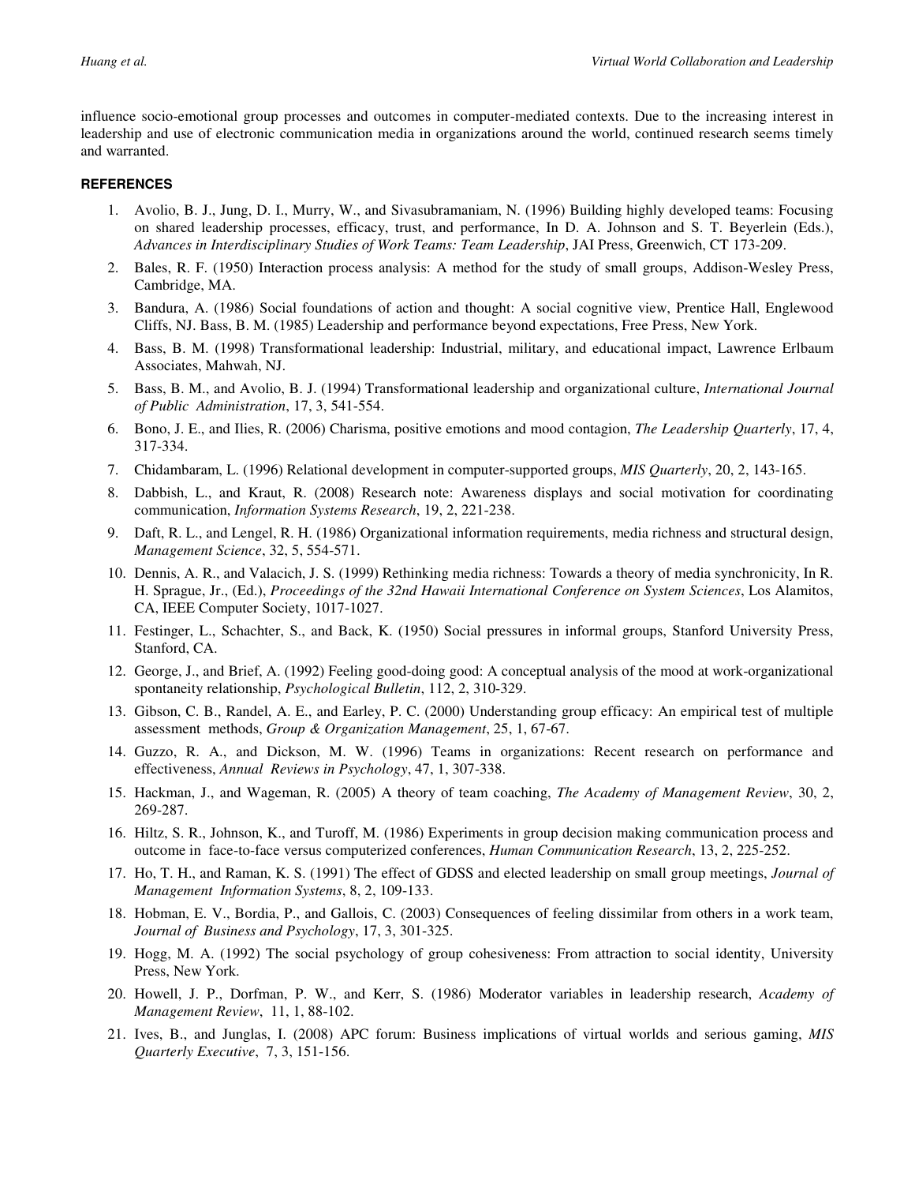influence socio-emotional group processes and outcomes in computer-mediated contexts. Due to the increasing interest in leadership and use of electronic communication media in organizations around the world, continued research seems timely and warranted.

## REFERENCES

1. Avolio, B. J., Jung, D. I., Murry, W., and Sivasubramaniam, N. (1996) Building highly developed teams: Focusing on shared leadership processes, efficacy, trust, and performance, In D. A. Johnson and S. T. Beyerlein (Eds.), *Advances in Interdisciplinary Studies of Work Teams: Team Leadership*, JAI Press, Greenwich, CT 173-209.
2. Bales, R. F. (1950) Interaction process analysis: A method for the study of small groups, Addison-Wesley Press, Cambridge, MA.
3. Bandura, A. (1986) Social foundations of action and thought: A social cognitive view, Prentice Hall, Englewood Cliffs, NJ. Bass, B. M. (1985) Leadership and performance beyond expectations, Free Press, New York.
4. Bass, B. M. (1998) Transformational leadership: Industrial, military, and educational impact, Lawrence Erlbaum Associates, Mahwah, NJ.
5. Bass, B. M., and Avolio, B. J. (1994) Transformational leadership and organizational culture, *International Journal of Public Administration*, 17, 3, 541-554.
6. Bono, J. E., and Ilies, R. (2006) Charisma, positive emotions and mood contagion, *The Leadership Quarterly*, 17, 4, 317-334.
7. Chidambaram, L. (1996) Relational development in computer-supported groups, *MIS Quarterly*, 20, 2, 143-165.
8. Dabbish, L., and Kraut, R. (2008) Research note: Awareness displays and social motivation for coordinating communication, *Information Systems Research*, 19, 2, 221-238.
9. Daft, R. L., and Lengel, R. H. (1986) Organizational information requirements, media richness and structural design, *Management Science*, 32, 5, 554-571.
10. Dennis, A. R., and Valacich, J. S. (1999) Rethinking media richness: Towards a theory of media synchronicity, In R. H. Sprague, Jr., (Ed.), *Proceedings of the 32nd Hawaii International Conference on System Sciences*, Los Alamitos, CA, IEEE Computer Society, 1017-1027.
11. Festinger, L., Schachter, S., and Back, K. (1950) Social pressures in informal groups, Stanford University Press, Stanford, CA.
12. George, J., and Brief, A. (1992) Feeling good-doing good: A conceptual analysis of the mood at work-organizational spontaneity relationship, *Psychological Bulletin*, 112, 2, 310-329.
13. Gibson, C. B., Randel, A. E., and Earley, P. C. (2000) Understanding group efficacy: An empirical test of multiple assessment methods, *Group & Organization Management*, 25, 1, 67-67.
14. Guzzo, R. A., and Dickson, M. W. (1996) Teams in organizations: Recent research on performance and effectiveness, *Annual Reviews in Psychology*, 47, 1, 307-338.
15. Hackman, J., and Wageman, R. (2005) A theory of team coaching, *The Academy of Management Review*, 30, 2, 269-287.
16. Hiltz, S. R., Johnson, K., and Turoff, M. (1986) Experiments in group decision making communication process and outcome in face-to-face versus computerized conferences, *Human Communication Research*, 13, 2, 225-252.
17. Ho, T. H., and Raman, K. S. (1991) The effect of GDSS and elected leadership on small group meetings, *Journal of Management Information Systems*, 8, 2, 109-133.
18. Hobman, E. V., Bordia, P., and Gallois, C. (2003) Consequences of feeling dissimilar from others in a work team, *Journal of Business and Psychology*, 17, 3, 301-325.
19. Hogg, M. A. (1992) The social psychology of group cohesiveness: From attraction to social identity, University Press, New York.
20. Howell, J. P., Dorfman, P. W., and Kerr, S. (1986) Moderator variables in leadership research, *Academy of Management Review*, 11, 1, 88-102.
21. Ives, B., and Junglas, I. (2008) APC forum: Business implications of virtual worlds and serious gaming, *MIS Quarterly Executive*, 7, 3, 151-156.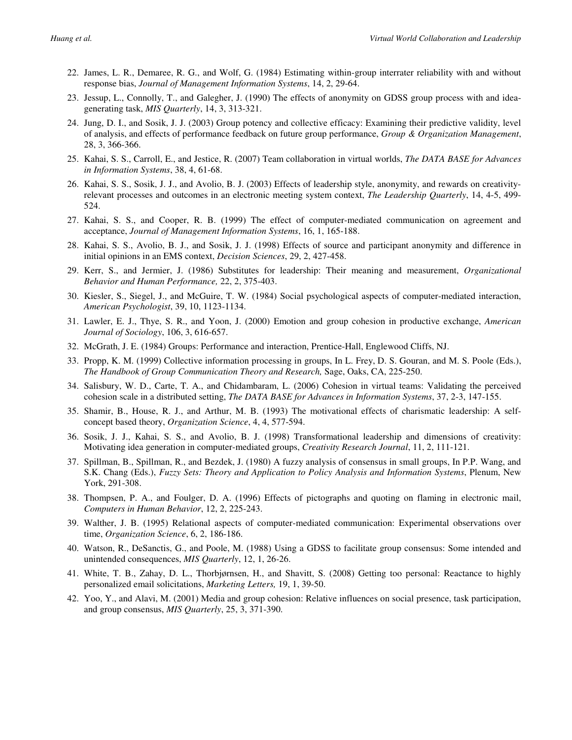22. James, L. R., Demaree, R. G., and Wolf, G. (1984) Estimating within-group interrater reliability with and without response bias, *Journal of Management Information Systems*, 14, 2, 29-64.
23. Jessup, L., Connolly, T., and Galegher, J. (1990) The effects of anonymity on GDSS group process with and idea-generating task, *MIS Quarterly*, 14, 3, 313-321.
24. Jung, D. I., and Sosik, J. J. (2003) Group potency and collective efficacy: Examining their predictive validity, level of analysis, and effects of performance feedback on future group performance, *Group & Organization Management*, 28, 3, 366-366.
25. Kahai, S. S., Carroll, E., and Jestice, R. (2007) Team collaboration in virtual worlds, *The DATA BASE for Advances in Information Systems*, 38, 4, 61-68.
26. Kahai, S. S., Sosik, J. J., and Avolio, B. J. (2003) Effects of leadership style, anonymity, and rewards on creativity-relevant processes and outcomes in an electronic meeting system context, *The Leadership Quarterly*, 14, 4-5, 499-524.
27. Kahai, S. S., and Cooper, R. B. (1999) The effect of computer-mediated communication on agreement and acceptance, *Journal of Management Information Systems*, 16, 1, 165-188.
28. Kahai, S. S., Avolio, B. J., and Sosik, J. J. (1998) Effects of source and participant anonymity and difference in initial opinions in an EMS context, *Decision Sciences*, 29, 2, 427-458.
29. Kerr, S., and Jermier, J. (1986) Substitutes for leadership: Their meaning and measurement, *Organizational Behavior and Human Performance,* 22, 2, 375-403.
30. Kiesler, S., Siegel, J., and McGuire, T. W. (1984) Social psychological aspects of computer-mediated interaction, *American Psychologist*, 39, 10, 1123-1134.
31. Lawler, E. J., Thye, S. R., and Yoon, J. (2000) Emotion and group cohesion in productive exchange, *American Journal of Sociology*, 106, 3, 616-657.
32. McGrath, J. E. (1984) Groups: Performance and interaction, Prentice-Hall, Englewood Cliffs, NJ.
33. Propp, K. M. (1999) Collective information processing in groups, In L. Frey, D. S. Gouran, and M. S. Poole (Eds.), *The Handbook of Group Communication Theory and Research,* Sage, Oaks, CA, 225-250.
34. Salisbury, W. D., Carte, T. A., and Chidambaram, L. (2006) Cohesion in virtual teams: Validating the perceived cohesion scale in a distributed setting, *The DATA BASE for Advances in Information Systems*, 37, 2-3, 147-155.
35. Shamir, B., House, R. J., and Arthur, M. B. (1993) The motivational effects of charismatic leadership: A self-concept based theory, *Organization Science*, 4, 4, 577-594.
36. Sosik, J. J., Kahai, S. S., and Avolio, B. J. (1998) Transformational leadership and dimensions of creativity: Motivating idea generation in computer-mediated groups, *Creativity Research Journal*, 11, 2, 111-121.
37. Spillman, B., Spillman, R., and Bezdek, J. (1980) A fuzzy analysis of consensus in small groups, In P.P. Wang, and S.K. Chang (Eds.), *Fuzzy Sets: Theory and Application to Policy Analysis and Information Systems*, Plenum, New York, 291-308.
38. Thompsen, P. A., and Foulger, D. A. (1996) Effects of pictographs and quoting on flaming in electronic mail, *Computers in Human Behavior*, 12, 2, 225-243.
39. Walther, J. B. (1995) Relational aspects of computer-mediated communication: Experimental observations over time, *Organization Science*, 6, 2, 186-186.
40. Watson, R., DeSanctis, G., and Poole, M. (1988) Using a GDSS to facilitate group consensus: Some intended and unintended consequences, *MIS Quarterly*, 12, 1, 26-26.
41. White, T. B., Zahay, D. L., Thorbjørnsen, H., and Shavitt, S. (2008) Getting too personal: Reactance to highly personalized email solicitations, *Marketing Letters,* 19, 1, 39-50.
42. Yoo, Y., and Alavi, M. (2001) Media and group cohesion: Relative influences on social presence, task participation, and group consensus, *MIS Quarterly*, 25, 3, 371-390.